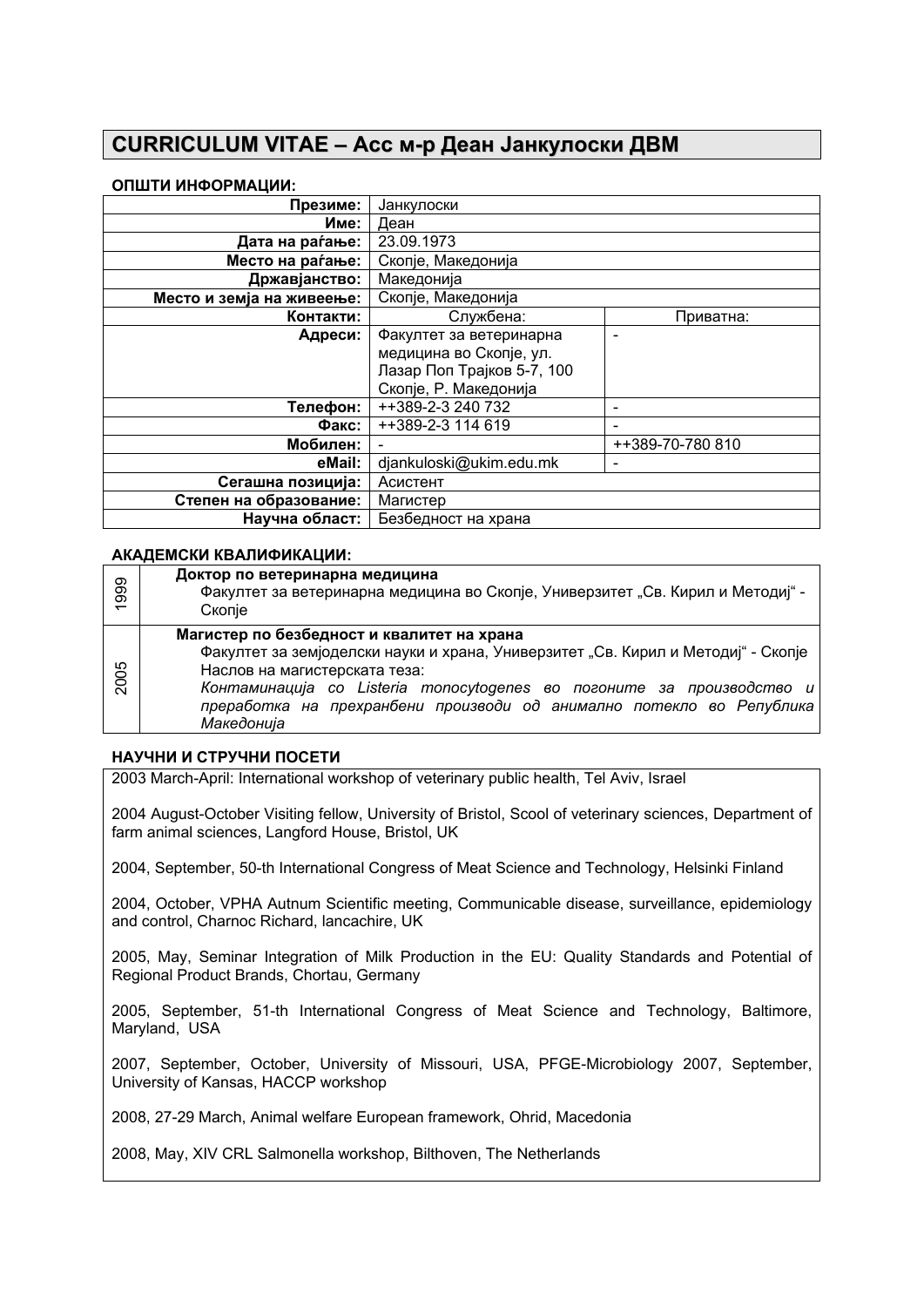# CURRICULUM VITAE – Асс м-р Деан Јанкулоски ДВМ

**ОПШТИ ИНФОРМАЦИИ:**

| | | |
|---|---|---|
| **Презиме:** | Јанкулоски | |
| **Име:** | Деан | |
| **Дата на раѓање:** | 23.09.1973 | |
| **Место на раѓање:** | Скопје, Македонија | |
| **Државјанство:** | Македонија | |
| **Место и земја на живеење:** | Скопје, Македонија | |
| **Контакти:** | Службена: | Приватна: |
| **Адреси:** | Факултет за ветеринарна медицина во Скопје, ул. Лазар Поп Трајков 5-7, 100 Скопје, Р. Македонија | - |
| **Телефон:** | ++389-2-3 240 732 | - |
| **Факс:** | ++389-2-3 114 619 | - |
| **Мобилен:** | - | ++389-70-780 810 |
| **eMail:** | djankuloski@ukim.edu.mk | - |
| **Сегашна позиција:** | Асистент | |
| **Степен на образование:** | Магистер | |
| **Научна област:** | Безбедност на храна | |

**АКАДЕМСКИ КВАЛИФИКАЦИИ:**

| | |
|---|---|
| 1999 | **Доктор по ветеринарна медицина**<br>Факултет за ветеринарна медицина во Скопје, Универзитет „Св. Кирил и Методиј" - Скопје |
| 2005 | **Магистер по безбедност и квалитет на храна**<br>Факултет за земјоделски науки и храна, Универзитет „Св. Кирил и Методиј" - Скопје<br>Наслов на магистерската теза:<br>*Контаминација со Listeria monocytogenes во погоните за производство и преработка на прехранбени производи од анимално потекло во Република Македонија* |

**НАУЧНИ И СТРУЧНИ ПОСЕТИ**

2003 March-April: International workshop of veterinary public health, Tel Aviv, Israel

2004 August-October Visiting fellow, University of Bristol, Scool of veterinary sciences, Department of farm animal sciences, Langford House, Bristol, UK

2004, September, 50-th International Congress of Meat Science and Technology, Helsinki Finland

2004, October, VPHA Autnum Scientific meeting, Communicable disease, surveillance, epidemiology and control, Charnoc Richard, lancachire, UK

2005, May, Seminar Integration of Milk Production in the EU: Quality Standards and Potential of Regional Product Brands, Chortau, Germany

2005, September, 51-th International Congress of Meat Science and Technology, Baltimore, Maryland, USA

2007, September, October, University of Missouri, USA, PFGE-Microbiology 2007, September, University of Kansas, HACCP workshop

2008, 27-29 March, Animal welfare European framework, Ohrid, Macedonia

2008, May, XIV CRL Salmonella workshop, Bilthoven, The Netherlands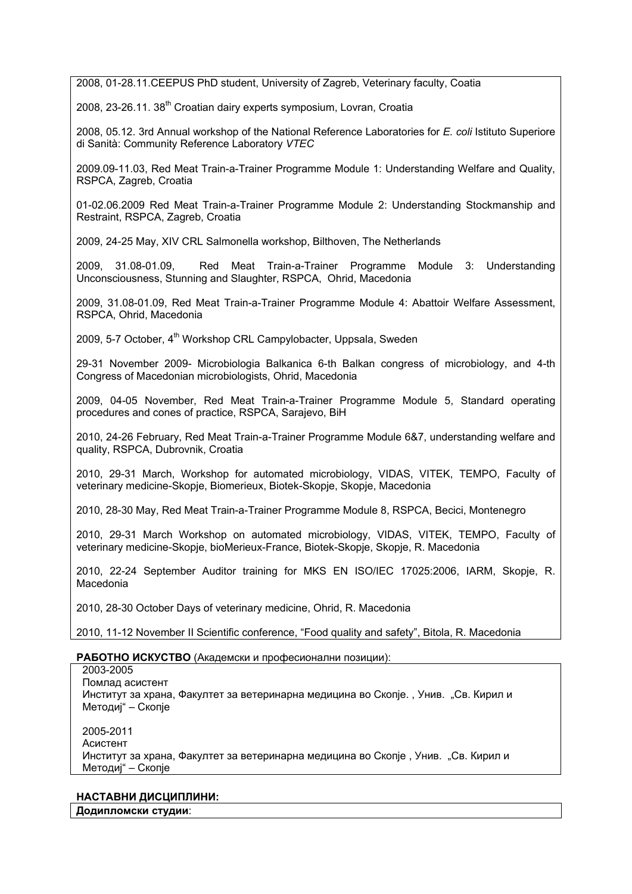2008, 01-28.11.CEEPUS PhD student, University of Zagreb, Veterinary faculty, Coatia

2008, 23-26.11. 38th Croatian dairy experts symposium, Lovran, Croatia

2008, 05.12. 3rd Annual workshop of the National Reference Laboratories for *E. coli* Istituto Superiore di Sanità: Community Reference Laboratory *VTEC*

2009.09-11.03, Red Meat Train-a-Trainer Programme Module 1: Understanding Welfare and Quality, RSPCA, Zagreb, Croatia

01-02.06.2009 Red Meat Train-a-Trainer Programme Module 2: Understanding Stockmanship and Restraint, RSPCA, Zagreb, Croatia

2009, 24-25 May, XIV CRL Salmonella workshop, Bilthoven, The Netherlands

2009, 31.08-01.09, Red Meat Train-a-Trainer Programme Module 3: Understanding Unconsciousness, Stunning and Slaughter, RSPCA, Ohrid, Macedonia

2009, 31.08-01.09, Red Meat Train-a-Trainer Programme Module 4: Abattoir Welfare Assessment, RSPCA, Ohrid, Macedonia

2009, 5-7 October, 4th Workshop CRL Campylobacter, Uppsala, Sweden

29-31 November 2009- Microbiologia Balkanica 6-th Balkan congress of microbiology, and 4-th Congress of Macedonian microbiologists, Ohrid, Macedonia

2009, 04-05 November, Red Meat Train-a-Trainer Programme Module 5, Standard operating procedures and cones of practice, RSPCA, Sarajevo, BiH

2010, 24-26 February, Red Meat Train-a-Trainer Programme Module 6&7, understanding welfare and quality, RSPCA, Dubrovnik, Croatia

2010, 29-31 March, Workshop for automated microbiology, VIDAS, VITEK, TEMPO, Faculty of veterinary medicine-Skopje, Biomerieux, Biotek-Skopje, Skopje, Macedonia

2010, 28-30 May, Red Meat Train-a-Trainer Programme Module 8, RSPCA, Becici, Montenegro

2010, 29-31 March Workshop on automated microbiology, VIDAS, VITEK, TEMPO, Faculty of veterinary medicine-Skopje, bioMerieux-France, Biotek-Skopje, Skopje, R. Macedonia

2010, 22-24 September Auditor training for MKS EN ISO/IEC 17025:2006, IARM, Skopje, R. Macedonia

2010, 28-30 October Days of veterinary medicine, Ohrid, R. Macedonia

2010, 11-12 November II Scientific conference, "Food quality and safety", Bitola, R. Macedonia

**РАБОТНО ИСКУСТВО** (Академски и професионални позиции):

2003-2005
Помлад асистент
Институт за храна, Факултет за ветеринарна медицина во Скопје. , Унив. „Св. Кирил и Методиј" – Скопје

2005-2011
Асистент
Институт за храна, Факултет за ветеринарна медицина во Скопје , Унив. „Св. Кирил и Методиј" – Скопје

**НАСТАВНИ ДИСЦИПЛИНИ:**

**Додипломски студии**: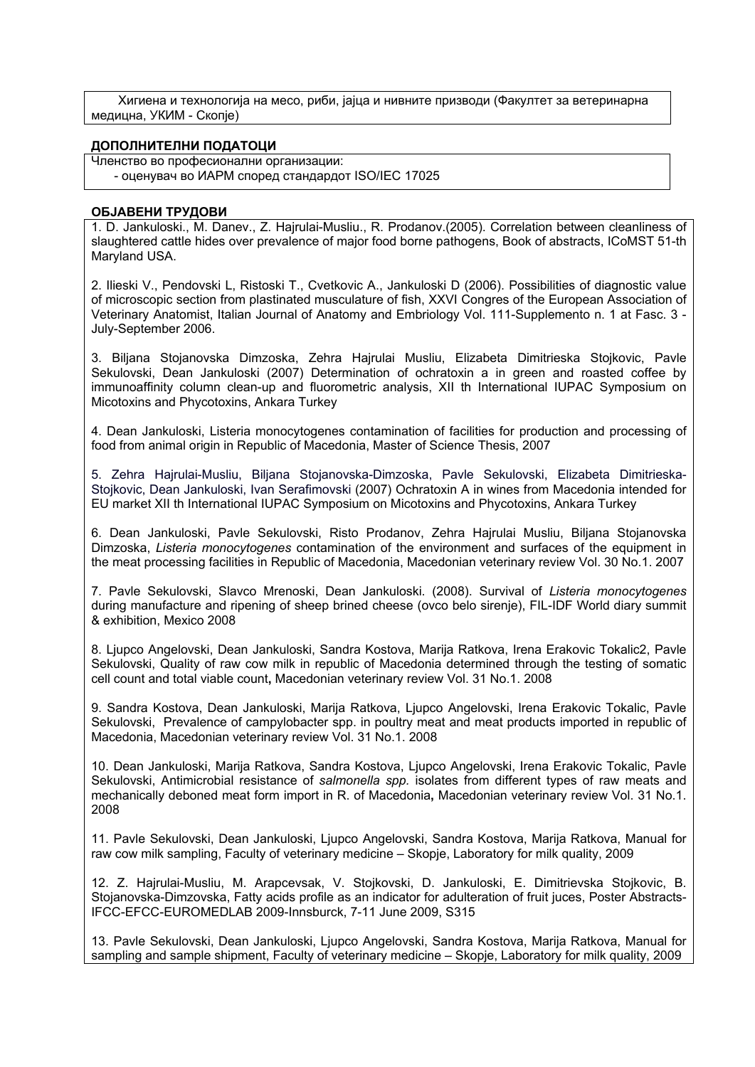Хигиена и технологија на месо, риби, јајца и нивните призводи (Факултет за ветеринарна медицна, УКИМ - Скопје)

**ДОПОЛНИТЕЛНИ ПОДАТОЦИ**

Членство во професионални организации:

- оценувач во ИАРМ според стандардот ISO/IEC 17025

**ОБЈАВЕНИ ТРУДОВИ**

1. D. Jankuloski., M. Danev., Z. Hajrulai-Musliu., R. Prodanov.(2005). Correlation between cleanliness of slaughtered cattle hides over prevalence of major food borne pathogens, Book of abstracts, ICoMST 51-th Maryland USA.

2. Ilieski V., Pendovski L, Ristoski T., Cvetkovic A., Jankuloski D (2006). Possibilities of diagnostic value of microscopic section from plastinated musculature of fish, XXVI Congres of the European Association of Veterinary Anatomist, Italian Journal of Anatomy and Embriology Vol. 111-Supplemento n. 1 at Fasc. 3 - July-September 2006.

3. Biljana Stojanovska Dimzoska, Zehra Hajrulai Musliu, Elizabeta Dimitrieska Stojkovic, Pavle Sekulovski, Dean Jankuloski (2007) Determination of ochratoxin a in green and roasted coffee by immunoaffinity column clean-up and fluorometric analysis, XII th International IUPAC Symposium on Micotoxins and Phycotoxins, Ankara Turkey

4. Dean Jankuloski, Listeria monocytogenes contamination of facilities for production and processing of food from animal origin in Republic of Macedonia, Master of Science Thesis, 2007

5. Zehra Hajrulai-Musliu, Biljana Stojanovska-Dimzoska, Pavle Sekulovski, Elizabeta Dimitrieska-Stojkovic, Dean Jankuloski, Ivan Serafimovski (2007) Ochratoxin A in wines from Macedonia intended for EU market XII th International IUPAC Symposium on Micotoxins and Phycotoxins, Ankara Turkey

6. Dean Jankuloski, Pavle Sekulovski, Risto Prodanov, Zehra Hajrulai Musliu, Biljana Stojanovska Dimzoska, *Listeria monocytogenes* contamination of the environment and surfaces of the equipment in the meat processing facilities in Republic of Macedonia, Macedonian veterinary review Vol. 30 No.1. 2007

7. Pavle Sekulovski, Slavco Mrenoski, Dean Jankuloski. (2008). Survival of *Listeria monocytogenes* during manufacture and ripening of sheep brined cheese (ovco belo sirenje), FIL-IDF World diary summit & exhibition, Mexico 2008

8. Ljupco Angelovski, Dean Jankuloski, Sandra Kostova, Marija Ratkova, Irena Erakovic Tokalic2, Pavle Sekulovski, Quality of raw cow milk in republic of Macedonia determined through the testing of somatic cell count and total viable count**,** Macedonian veterinary review Vol. 31 No.1. 2008

9. Sandra Kostova, Dean Jankuloski, Marija Ratkova, Ljupco Angelovski, Irena Erakovic Tokalic, Pavle Sekulovski, Prevalence of campylobacter spp. in poultry meat and meat products imported in republic of Macedonia, Macedonian veterinary review Vol. 31 No.1. 2008

10. Dean Jankuloski, Marija Ratkova, Sandra Kostova, Ljupco Angelovski, Irena Erakovic Tokalic, Pavle Sekulovski, Antimicrobial resistance of *salmonella spp.* isolates from different types of raw meats and mechanically deboned meat form import in R. of Macedonia**,** Macedonian veterinary review Vol. 31 No.1. 2008

11. Pavle Sekulovski, Dean Jankuloski, Ljupco Angelovski, Sandra Kostova, Marija Ratkova, Manual for raw cow milk sampling, Faculty of veterinary medicine – Skopje, Laboratory for milk quality, 2009

12. Z. Hajrulai-Musliu, M. Arapcevsak, V. Stojkovski, D. Jankuloski, E. Dimitrievska Stojkovic, B. Stojanovska-Dimzovska, Fatty acids profile as an indicator for adulteration of fruit juces, Poster Abstracts-IFCC-EFCC-EUROMEDLAB 2009-Innsburck, 7-11 June 2009, S315

13. Pavle Sekulovski, Dean Jankuloski, Ljupco Angelovski, Sandra Kostova, Marija Ratkova, Manual for sampling and sample shipment, Faculty of veterinary medicine – Skopje, Laboratory for milk quality, 2009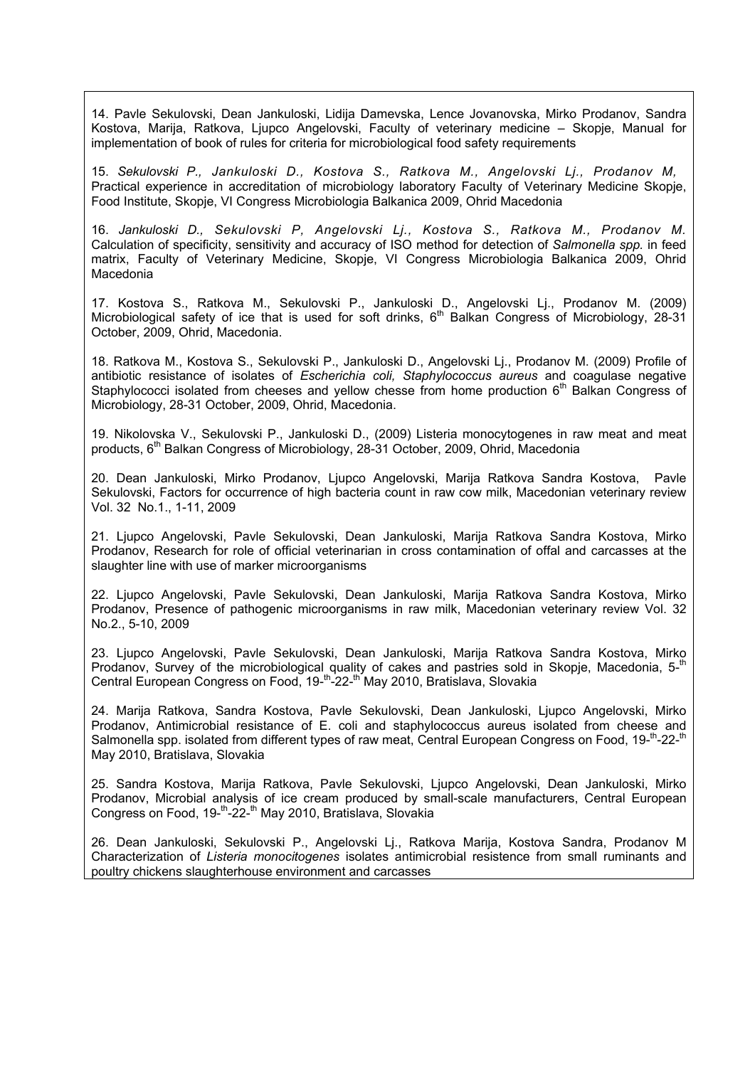14. Pavle Sekulovski, Dean Jankuloski, Lidija Damevska, Lence Jovanovska, Mirko Prodanov, Sandra Kostova, Marija, Ratkova, Ljupco Angelovski, Faculty of veterinary medicine – Skopje, Manual for implementation of book of rules for criteria for microbiological food safety requirements

15. *Sekulovski P., Jankuloski D., Kostova S., Ratkova M., Angelovski Lj., Prodanov M,* Practical experience in accreditation of microbiology laboratory Faculty of Veterinary Medicine Skopje, Food Institute, Skopje, VI Congress Microbiologia Balkanica 2009, Ohrid Macedonia

16. *Jankuloski D., Sekulovski P, Angelovski Lj., Kostova S., Ratkova M., Prodanov M.* Calculation of specificity, sensitivity and accuracy of ISO method for detection of *Salmonella spp.* in feed matrix, Faculty of Veterinary Medicine, Skopje, VI Congress Microbiologia Balkanica 2009, Ohrid Macedonia

17. Kostova S., Ratkova M., Sekulovski P., Jankuloski D., Angelovski Lj., Prodanov M. (2009) Microbiological safety of ice that is used for soft drinks, 6th Balkan Congress of Microbiology, 28-31 October, 2009, Ohrid, Macedonia.

18. Ratkova M., Kostova S., Sekulovski P., Jankuloski D., Angelovski Lj., Prodanov M. (2009) Profile of antibiotic resistance of isolates of *Escherichia coli, Staphylococcus aureus* and coagulase negative Staphylococci isolated from cheeses and yellow chesse from home production 6th Balkan Congress of Microbiology, 28-31 October, 2009, Ohrid, Macedonia.

19. Nikolovska V., Sekulovski P., Jankuloski D., (2009) Listeria monocytogenes in raw meat and meat products, 6th Balkan Congress of Microbiology, 28-31 October, 2009, Ohrid, Macedonia

20. Dean Jankuloski, Mirko Prodanov, Ljupco Angelovski, Marija Ratkova Sandra Kostova, Pavle Sekulovski, Factors for occurrence of high bacteria count in raw cow milk, Macedonian veterinary review Vol. 32 No.1., 1-11, 2009

21. Ljupco Angelovski, Pavle Sekulovski, Dean Jankuloski, Marija Ratkova Sandra Kostova, Mirko Prodanov, Research for role of official veterinarian in cross contamination of offal and carcasses at the slaughter line with use of marker microorganisms

22. Ljupco Angelovski, Pavle Sekulovski, Dean Jankuloski, Marija Ratkova Sandra Kostova, Mirko Prodanov, Presence of pathogenic microorganisms in raw milk, Macedonian veterinary review Vol. 32 No.2., 5-10, 2009

23. Ljupco Angelovski, Pavle Sekulovski, Dean Jankuloski, Marija Ratkova Sandra Kostova, Mirko Prodanov, Survey of the microbiological quality of cakes and pastries sold in Skopje, Macedonia, 5-th Central European Congress on Food, 19-th-22-th May 2010, Bratislava, Slovakia

24. Marija Ratkova, Sandra Kostova, Pavle Sekulovski, Dean Jankuloski, Ljupco Angelovski, Mirko Prodanov, Antimicrobial resistance of E. coli and staphylococcus aureus isolated from cheese and Salmonella spp. isolated from different types of raw meat, Central European Congress on Food, 19-th-22-th May 2010, Bratislava, Slovakia

25. Sandra Kostova, Marija Ratkova, Pavle Sekulovski, Ljupco Angelovski, Dean Jankuloski, Mirko Prodanov, Microbial analysis of ice cream produced by small-scale manufacturers, Central European Congress on Food, 19-th-22-th May 2010, Bratislava, Slovakia

26. Dean Jankuloski, Sekulovski P., Angelovski Lj., Ratkova Marija, Kostova Sandra, Prodanov M Characterization of *Listeria monocitogenes* isolates antimicrobial resistence from small ruminants and poultry chickens slaughterhouse environment and carcasses